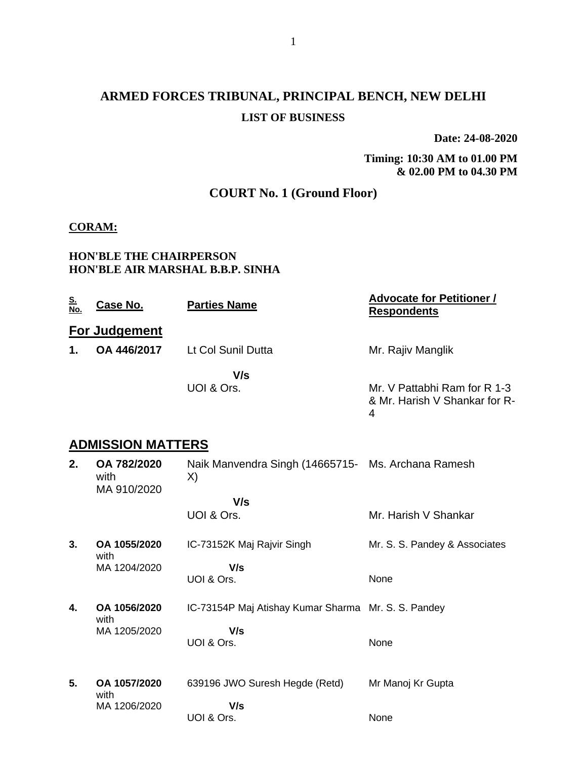# ARMED FORCES TRIBUNAL, PRINCIPAL BENCH, NEW DELHI

## LIST OF BUSINESS

**Date: 24-08-2020**

**Timing: 10:30 AM to 01.00 PM & 02.00 PM to 04.30 PM**

## COURT No. 1 (Ground Floor)

**CORAM:**

**HON'BLE THE CHAIRPERSON**
**HON'BLE AIR MARSHAL B.B.P. SINHA**

| S. No. | Case No. | Parties Name | Advocate for Petitioner / Respondents |
|---|---|---|---|
| **For Judgement** | | | |
| **1.** | **OA 446/2017** | Lt Col Sunil Dutta | Mr. Rajiv Manglik |
| | | **V/s** | |
| | | UOI & Ors. | Mr. V Pattabhi Ram for R 1-3 & Mr. Harish V Shankar for R-4 |
| **ADMISSION MATTERS** | | | |
| **2.** | **OA 782/2020** with MA 910/2020 | Naik Manvendra Singh (14665715-X) | Ms. Archana Ramesh |
| | | **V/s** | |
| | | UOI & Ors. | Mr. Harish V Shankar |
| **3.** | **OA 1055/2020** with MA 1204/2020 | IC-73152K Maj Rajvir Singh | Mr. S. S. Pandey & Associates |
| | | **V/s** | |
| | | UOI & Ors. | None |
| **4.** | **OA 1056/2020** with MA 1205/2020 | IC-73154P Maj Atishay Kumar Sharma | Mr. S. S. Pandey |
| | | **V/s** | |
| | | UOI & Ors. | None |
| **5.** | **OA 1057/2020** with MA 1206/2020 | 639196 JWO Suresh Hegde (Retd) | Mr Manoj Kr Gupta |
| | | **V/s** | |
| | | UOI & Ors. | None |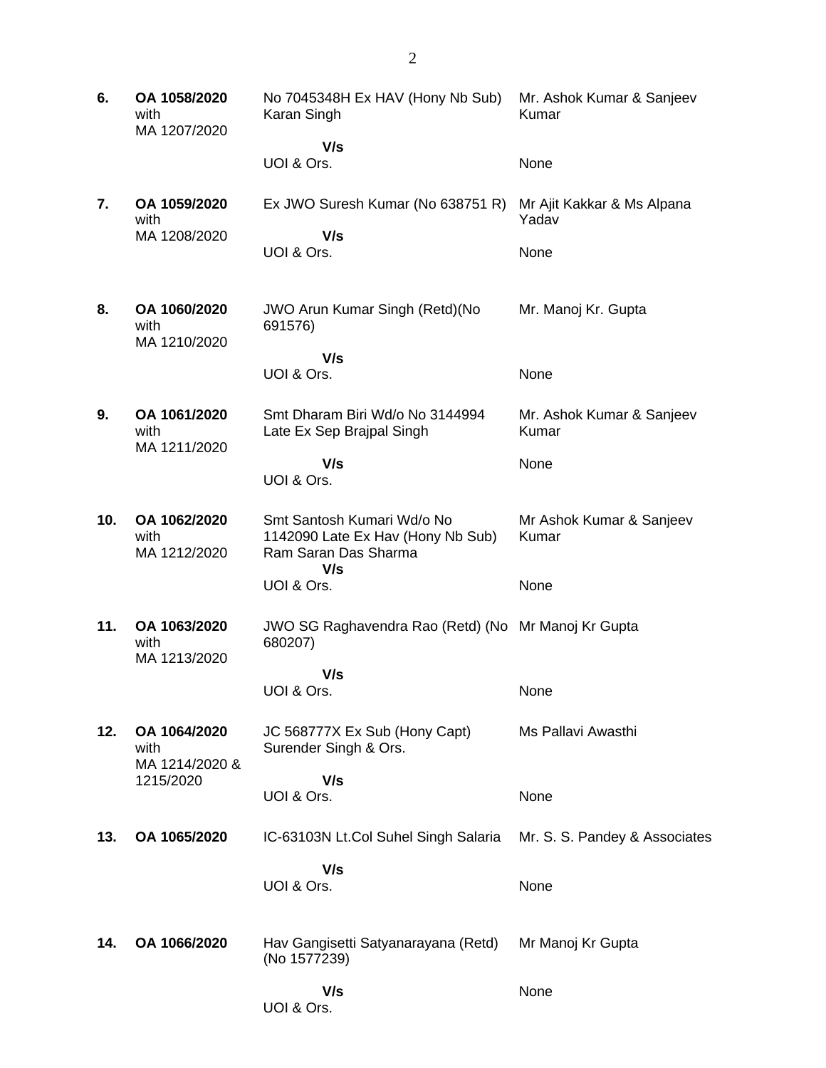| | | | |
|---|---|---|---|
| **6.** | **OA 1058/2020** with MA 1207/2020 | No 7045348H Ex HAV (Hony Nb Sub) Karan Singh **V/s** UOI & Ors. | Mr. Ashok Kumar & Sanjeev Kumar<br><br>None |
| **7.** | **OA 1059/2020** with MA 1208/2020 | Ex JWO Suresh Kumar (No 638751 R) **V/s** UOI & Ors. | Mr Ajit Kakkar & Ms Alpana Yadav<br><br>None |
| **8.** | **OA 1060/2020** with MA 1210/2020 | JWO Arun Kumar Singh (Retd)(No 691576) **V/s** UOI & Ors. | Mr. Manoj Kr. Gupta<br><br>None |
| **9.** | **OA 1061/2020** with MA 1211/2020 | Smt Dharam Biri Wd/o No 3144994 Late Ex Sep Brajpal Singh **V/s** UOI & Ors. | Mr. Ashok Kumar & Sanjeev Kumar<br><br>None |
| **10.** | **OA 1062/2020** with MA 1212/2020 | Smt Santosh Kumari Wd/o No 1142090 Late Ex Hav (Hony Nb Sub) Ram Saran Das Sharma **V/s** UOI & Ors. | Mr Ashok Kumar & Sanjeev Kumar<br><br>None |
| **11.** | **OA 1063/2020** with MA 1213/2020 | JWO SG Raghavendra Rao (Retd) (No 680207) **V/s** UOI & Ors. | Mr Manoj Kr Gupta<br><br>None |
| **12.** | **OA 1064/2020** with MA 1214/2020 & 1215/2020 | JC 568777X Ex Sub (Hony Capt) Surender Singh & Ors. **V/s** UOI & Ors. | Ms Pallavi Awasthi<br><br>None |
| **13.** | **OA 1065/2020** | IC-63103N Lt.Col Suhel Singh Salaria **V/s** UOI & Ors. | Mr. S. S. Pandey & Associates<br><br>None |
| **14.** | **OA 1066/2020** | Hav Gangisetti Satyanarayana (Retd) (No 1577239) **V/s** UOI & Ors. | Mr Manoj Kr Gupta<br><br>None |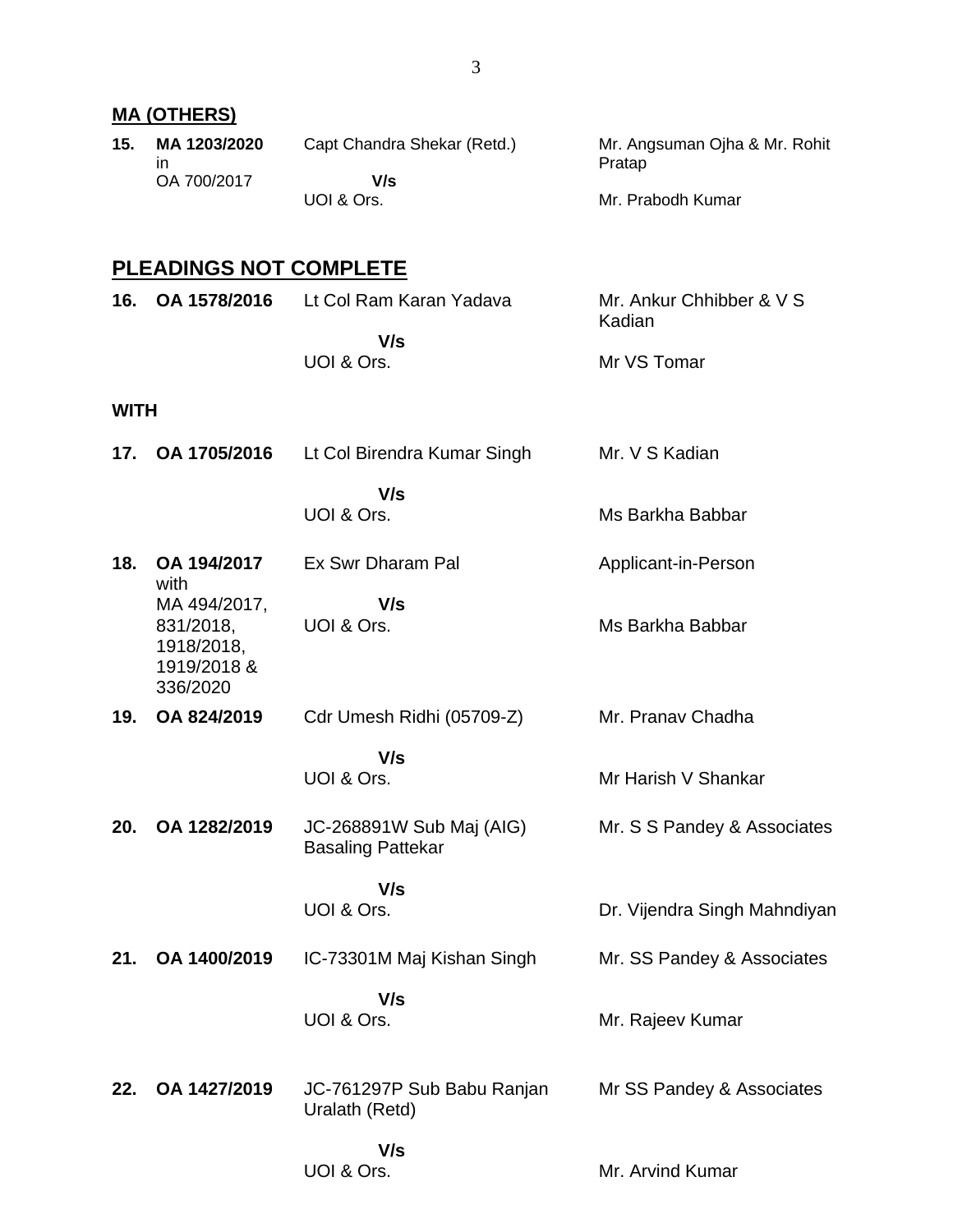## MA (OTHERS)

| | | | |
|---|---|---|---|
| **15.** | **MA 1203/2020** in OA 700/2017 | Capt Chandra Shekar (Retd.) **V/s** UOI & Ors. | Mr. Angsuman Ojha & Mr. Rohit Pratap / Mr. Prabodh Kumar |

## PLEADINGS NOT COMPLETE

| | | | |
|---|---|---|---|
| **16.** | **OA 1578/2016** | Lt Col Ram Karan Yadava **V/s** UOI & Ors. | Mr. Ankur Chhibber & V S Kadian / Mr VS Tomar |

**WITH**

| | | | |
|---|---|---|---|
| **17.** | **OA 1705/2016** | Lt Col Birendra Kumar Singh **V/s** UOI & Ors. | Mr. V S Kadian / Ms Barkha Babbar |
| **18.** | **OA 194/2017** with MA 494/2017, 831/2018, 1918/2018, 1919/2018 & 336/2020 | Ex Swr Dharam Pal **V/s** UOI & Ors. | Applicant-in-Person / Ms Barkha Babbar |
| **19.** | **OA 824/2019** | Cdr Umesh Ridhi (05709-Z) **V/s** UOI & Ors. | Mr. Pranav Chadha / Mr Harish V Shankar |
| **20.** | **OA 1282/2019** | JC-268891W Sub Maj (AIG) Basaling Pattekar **V/s** UOI & Ors. | Mr. S S Pandey & Associates / Dr. Vijendra Singh Mahndiyan |
| **21.** | **OA 1400/2019** | IC-73301M Maj Kishan Singh **V/s** UOI & Ors. | Mr. SS Pandey & Associates / Mr. Rajeev Kumar |
| **22.** | **OA 1427/2019** | JC-761297P Sub Babu Ranjan Uralath (Retd) **V/s** UOI & Ors. | Mr SS Pandey & Associates / Mr. Arvind Kumar |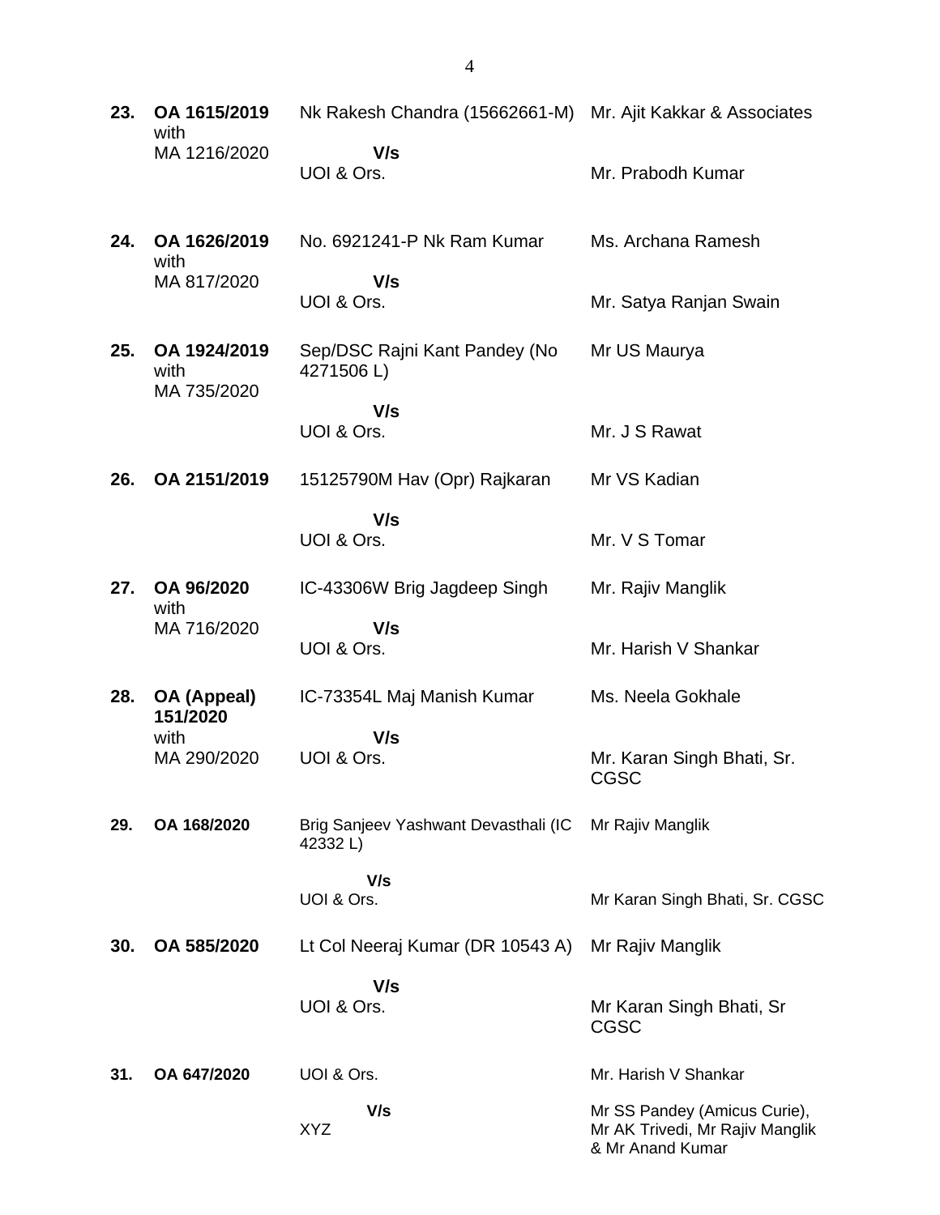| | | | |
|---|---|---|---|
| **23.** | **OA 1615/2019** with MA 1216/2020 | Nk Rakesh Chandra (15662661-M)<br>**V/s**<br>UOI & Ors. | Mr. Ajit Kakkar & Associates<br><br>Mr. Prabodh Kumar |
| **24.** | **OA 1626/2019** with MA 817/2020 | No. 6921241-P Nk Ram Kumar<br>**V/s**<br>UOI & Ors. | Ms. Archana Ramesh<br><br>Mr. Satya Ranjan Swain |
| **25.** | **OA 1924/2019** with MA 735/2020 | Sep/DSC Rajni Kant Pandey (No 4271506 L)<br>**V/s**<br>UOI & Ors. | Mr US Maurya<br><br>Mr. J S Rawat |
| **26.** | **OA 2151/2019** | 15125790M Hav (Opr) Rajkaran<br>**V/s**<br>UOI & Ors. | Mr VS Kadian<br><br>Mr. V S Tomar |
| **27.** | **OA 96/2020** with MA 716/2020 | IC-43306W Brig Jagdeep Singh<br>**V/s**<br>UOI & Ors. | Mr. Rajiv Manglik<br><br>Mr. Harish V Shankar |
| **28.** | **OA (Appeal) 151/2020** with MA 290/2020 | IC-73354L Maj Manish Kumar<br>**V/s**<br>UOI & Ors. | Ms. Neela Gokhale<br><br>Mr. Karan Singh Bhati, Sr. CGSC |
| **29.** | **OA 168/2020** | Brig Sanjeev Yashwant Devasthali (IC 42332 L)<br>**V/s**<br>UOI & Ors. | Mr Rajiv Manglik<br><br>Mr Karan Singh Bhati, Sr. CGSC |
| **30.** | **OA 585/2020** | Lt Col Neeraj Kumar (DR 10543 A)<br>**V/s**<br>UOI & Ors. | Mr Rajiv Manglik<br><br>Mr Karan Singh Bhati, Sr CGSC |
| **31.** | **OA 647/2020** | UOI & Ors.<br>**V/s**<br>XYZ | Mr. Harish V Shankar<br><br>Mr SS Pandey (Amicus Curie), Mr AK Trivedi, Mr Rajiv Manglik & Mr Anand Kumar |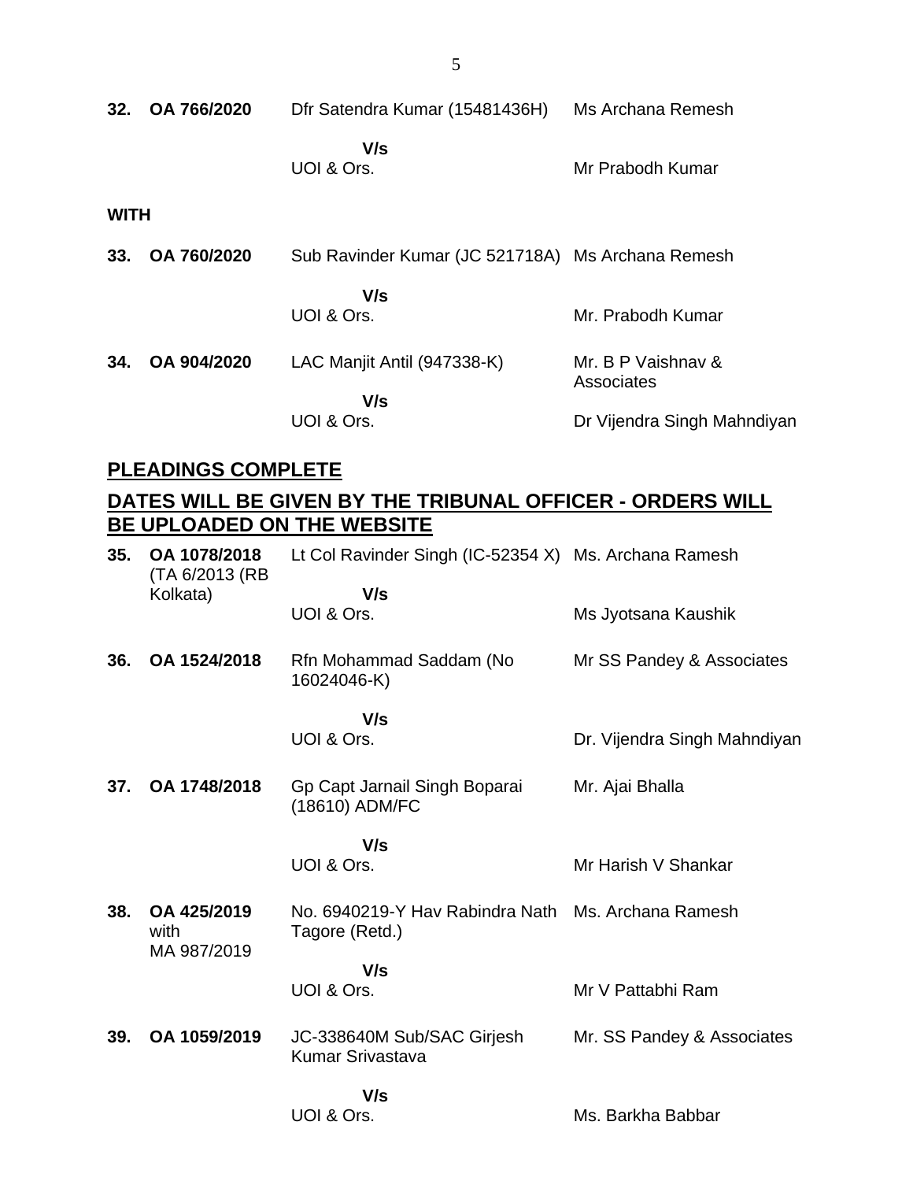| | | | |
|---|---|---|---|
| **32.** | **OA 766/2020** | Dfr Satendra Kumar (15481436H) | Ms Archana Remesh |
| | | **V/s** | |
| | | UOI & Ors. | Mr Prabodh Kumar |

**WITH**

| | | | |
|---|---|---|---|
| **33.** | **OA 760/2020** | Sub Ravinder Kumar (JC 521718A) | Ms Archana Remesh |
| | | **V/s** | |
| | | UOI & Ors. | Mr. Prabodh Kumar |
| **34.** | **OA 904/2020** | LAC Manjit Antil (947338-K) | Mr. B P Vaishnav & Associates |
| | | **V/s** | |
| | | UOI & Ors. | Dr Vijendra Singh Mahndiyan |

## PLEADINGS COMPLETE

## DATES WILL BE GIVEN BY THE TRIBUNAL OFFICER - ORDERS WILL BE UPLOADED ON THE WEBSITE

| | | | |
|---|---|---|---|
| **35.** | **OA 1078/2018** (TA 6/2013 (RB Kolkata) | Lt Col Ravinder Singh (IC-52354 X) | Ms. Archana Ramesh |
| | | **V/s** | |
| | | UOI & Ors. | Ms Jyotsana Kaushik |
| **36.** | **OA 1524/2018** | Rfn Mohammad Saddam (No 16024046-K) | Mr SS Pandey & Associates |
| | | **V/s** | |
| | | UOI & Ors. | Dr. Vijendra Singh Mahndiyan |
| **37.** | **OA 1748/2018** | Gp Capt Jarnail Singh Boparai (18610) ADM/FC | Mr. Ajai Bhalla |
| | | **V/s** | |
| | | UOI & Ors. | Mr Harish V Shankar |
| **38.** | **OA 425/2019** with MA 987/2019 | No. 6940219-Y Hav Rabindra Nath Tagore (Retd.) | Ms. Archana Ramesh |
| | | **V/s** | |
| | | UOI & Ors. | Mr V Pattabhi Ram |
| **39.** | **OA 1059/2019** | JC-338640M Sub/SAC Girjesh Kumar Srivastava | Mr. SS Pandey & Associates |
| | | **V/s** | |
| | | UOI & Ors. | Ms. Barkha Babbar |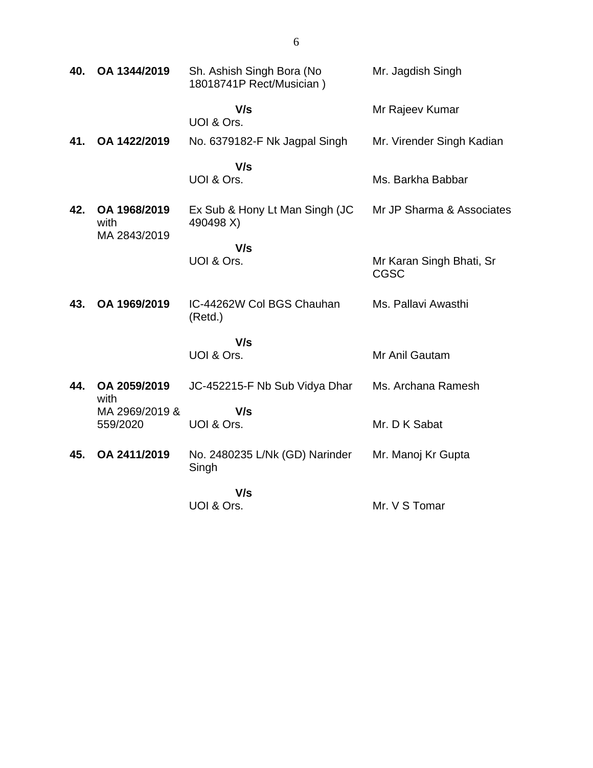| | | | |
|---|---|---|---|
| **40.** | **OA 1344/2019** | Sh. Ashish Singh Bora (No 18018741P Rect/Musician )<br><br>**V/s**<br>UOI & Ors. | Mr. Jagdish Singh<br><br>Mr Rajeev Kumar |
| **41.** | **OA 1422/2019** | No. 6379182-F Nk Jagpal Singh<br><br>**V/s**<br>UOI & Ors. | Mr. Virender Singh Kadian<br><br>Ms. Barkha Babbar |
| **42.** | **OA 1968/2019** with MA 2843/2019 | Ex Sub & Hony Lt Man Singh (JC 490498 X)<br><br>**V/s**<br>UOI & Ors. | Mr JP Sharma & Associates<br><br>Mr Karan Singh Bhati, Sr CGSC |
| **43.** | **OA 1969/2019** | IC-44262W Col BGS Chauhan (Retd.)<br><br>**V/s**<br>UOI & Ors. | Ms. Pallavi Awasthi<br><br>Mr Anil Gautam |
| **44.** | **OA 2059/2019** with MA 2969/2019 & 559/2020 | JC-452215-F Nb Sub Vidya Dhar<br><br>**V/s**<br>UOI & Ors. | Ms. Archana Ramesh<br><br>Mr. D K Sabat |
| **45.** | **OA 2411/2019** | No. 2480235 L/Nk (GD) Narinder Singh<br><br>**V/s**<br>UOI & Ors. | Mr. Manoj Kr Gupta<br><br>Mr. V S Tomar |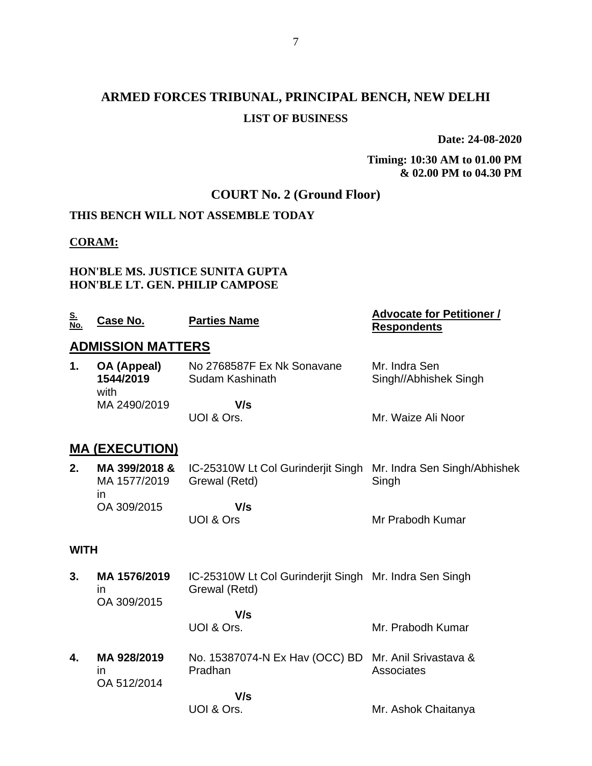# ARMED FORCES TRIBUNAL, PRINCIPAL BENCH, NEW DELHI

## LIST OF BUSINESS

**Date: 24-08-2020**

**Timing: 10:30 AM to 01.00 PM & 02.00 PM to 04.30 PM**

## COURT No. 2 (Ground Floor)

**THIS BENCH WILL NOT ASSEMBLE TODAY**

**CORAM:**

**HON'BLE MS. JUSTICE SUNITA GUPTA**
**HON'BLE LT. GEN. PHILIP CAMPOSE**

| S. No. | Case No. | Parties Name | Advocate for Petitioner / Respondents |
|---|---|---|---|
| **ADMISSION MATTERS** | | | |
| **1.** | **OA (Appeal) 1544/2019** with MA 2490/2019 | No 2768587F Ex Nk Sonavane Sudam Kashinath **V/s** UOI & Ors. | Mr. Indra Sen Singh//Abhishek Singh / Mr. Waize Ali Noor |
| **MA (EXECUTION)** | | | |
| **2.** | **MA 399/2018 &** MA 1577/2019 in OA 309/2015 | IC-25310W Lt Col Gurinderjit Singh Grewal (Retd) **V/s** UOI & Ors | Mr. Indra Sen Singh/Abhishek Singh / Mr Prabodh Kumar |
| **WITH** | | | |
| **3.** | **MA 1576/2019** in OA 309/2015 | IC-25310W Lt Col Gurinderjit Singh Grewal (Retd) **V/s** UOI & Ors. | Mr. Indra Sen Singh / Mr. Prabodh Kumar |
| **4.** | **MA 928/2019** in OA 512/2014 | No. 15387074-N Ex Hav (OCC) BD Pradhan **V/s** UOI & Ors. | Mr. Anil Srivastava & Associates / Mr. Ashok Chaitanya |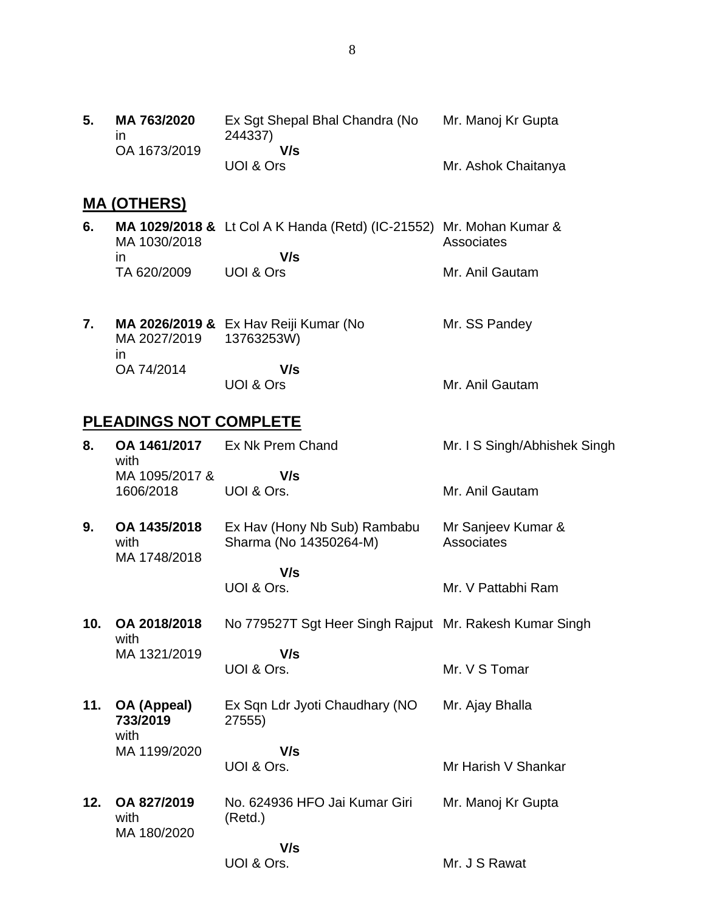| | | | |
|---|---|---|---|
| **5.** | **MA 763/2020** in OA 1673/2019 | Ex Sgt Shepal Bhal Chandra (No 244337) **V/s** UOI & Ors | Mr. Manoj Kr Gupta<br><br>Mr. Ashok Chaitanya |

## MA (OTHERS)

| | | | |
|---|---|---|---|
| **6.** | **MA 1029/2018 &** MA 1030/2018 in TA 620/2009 | Lt Col A K Handa (Retd) (IC-21552) **V/s** UOI & Ors | Mr. Mohan Kumar & Associates<br><br>Mr. Anil Gautam |
| **7.** | **MA 2026/2019 &** MA 2027/2019 in OA 74/2014 | Ex Hav Reiji Kumar (No 13763253W) **V/s** UOI & Ors | Mr. SS Pandey<br><br>Mr. Anil Gautam |

## PLEADINGS NOT COMPLETE

| | | | |
|---|---|---|---|
| **8.** | **OA 1461/2017** with MA 1095/2017 & 1606/2018 | Ex Nk Prem Chand **V/s** UOI & Ors. | Mr. I S Singh/Abhishek Singh<br><br>Mr. Anil Gautam |
| **9.** | **OA 1435/2018** with MA 1748/2018 | Ex Hav (Hony Nb Sub) Rambabu Sharma (No 14350264-M) **V/s** UOI & Ors. | Mr Sanjeev Kumar & Associates<br><br>Mr. V Pattabhi Ram |
| **10.** | **OA 2018/2018** with MA 1321/2019 | No 779527T Sgt Heer Singh Rajput **V/s** UOI & Ors. | Mr. Rakesh Kumar Singh<br><br>Mr. V S Tomar |
| **11.** | **OA (Appeal) 733/2019** with MA 1199/2020 | Ex Sqn Ldr Jyoti Chaudhary (NO 27555) **V/s** UOI & Ors. | Mr. Ajay Bhalla<br><br>Mr Harish V Shankar |
| **12.** | **OA 827/2019** with MA 180/2020 | No. 624936 HFO Jai Kumar Giri (Retd.) **V/s** UOI & Ors. | Mr. Manoj Kr Gupta<br><br>Mr. J S Rawat |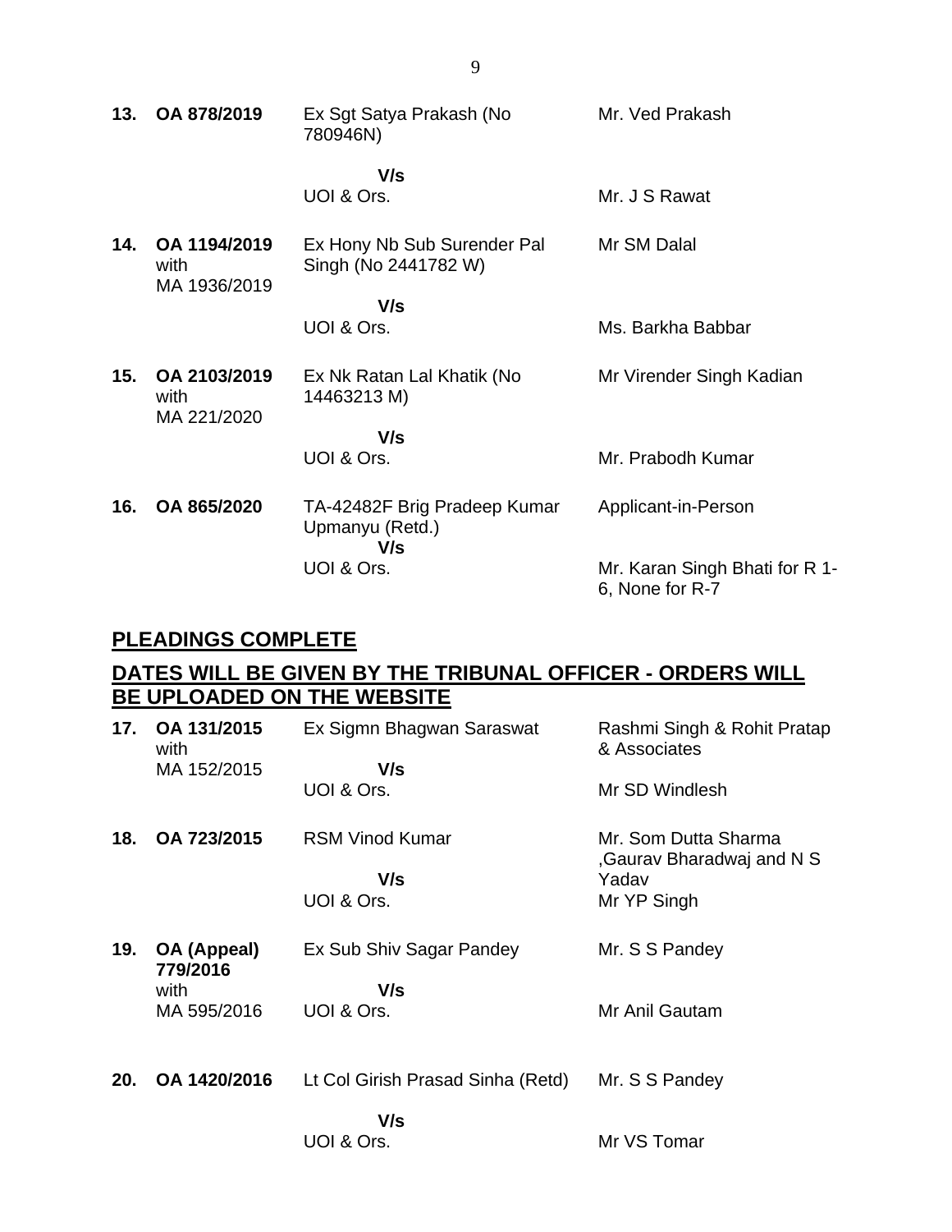| | | | |
|---|---|---|---|
| **13.** | **OA 878/2019** | Ex Sgt Satya Prakash (No 780946N) | Mr. Ved Prakash |
| | | **V/s** | |
| | | UOI & Ors. | Mr. J S Rawat |
| **14.** | **OA 1194/2019** with MA 1936/2019 | Ex Hony Nb Sub Surender Pal Singh (No 2441782 W) | Mr SM Dalal |
| | | **V/s** | |
| | | UOI & Ors. | Ms. Barkha Babbar |
| **15.** | **OA 2103/2019** with MA 221/2020 | Ex Nk Ratan Lal Khatik (No 14463213 M) | Mr Virender Singh Kadian |
| | | **V/s** | |
| | | UOI & Ors. | Mr. Prabodh Kumar |
| **16.** | **OA 865/2020** | TA-42482F Brig Pradeep Kumar Upmanyu (Retd.) | Applicant-in-Person |
| | | **V/s** | |
| | | UOI & Ors. | Mr. Karan Singh Bhati for R 1-6, None for R-7 |

## PLEADINGS COMPLETE

## DATES WILL BE GIVEN BY THE TRIBUNAL OFFICER - ORDERS WILL BE UPLOADED ON THE WEBSITE

| | | | |
|---|---|---|---|
| **17.** | **OA 131/2015** with MA 152/2015 | Ex Sigmn Bhagwan Saraswat | Rashmi Singh & Rohit Pratap & Associates |
| | | **V/s** | |
| | | UOI & Ors. | Mr SD Windlesh |
| **18.** | **OA 723/2015** | RSM Vinod Kumar | Mr. Som Dutta Sharma ,Gaurav Bharadwaj and N S Yadav |
| | | **V/s** | |
| | | UOI & Ors. | Mr YP Singh |
| **19.** | **OA (Appeal) 779/2016** with MA 595/2016 | Ex Sub Shiv Sagar Pandey | Mr. S S Pandey |
| | | **V/s** | |
| | | UOI & Ors. | Mr Anil Gautam |
| **20.** | **OA 1420/2016** | Lt Col Girish Prasad Sinha (Retd) | Mr. S S Pandey |
| | | **V/s** | |
| | | UOI & Ors. | Mr VS Tomar |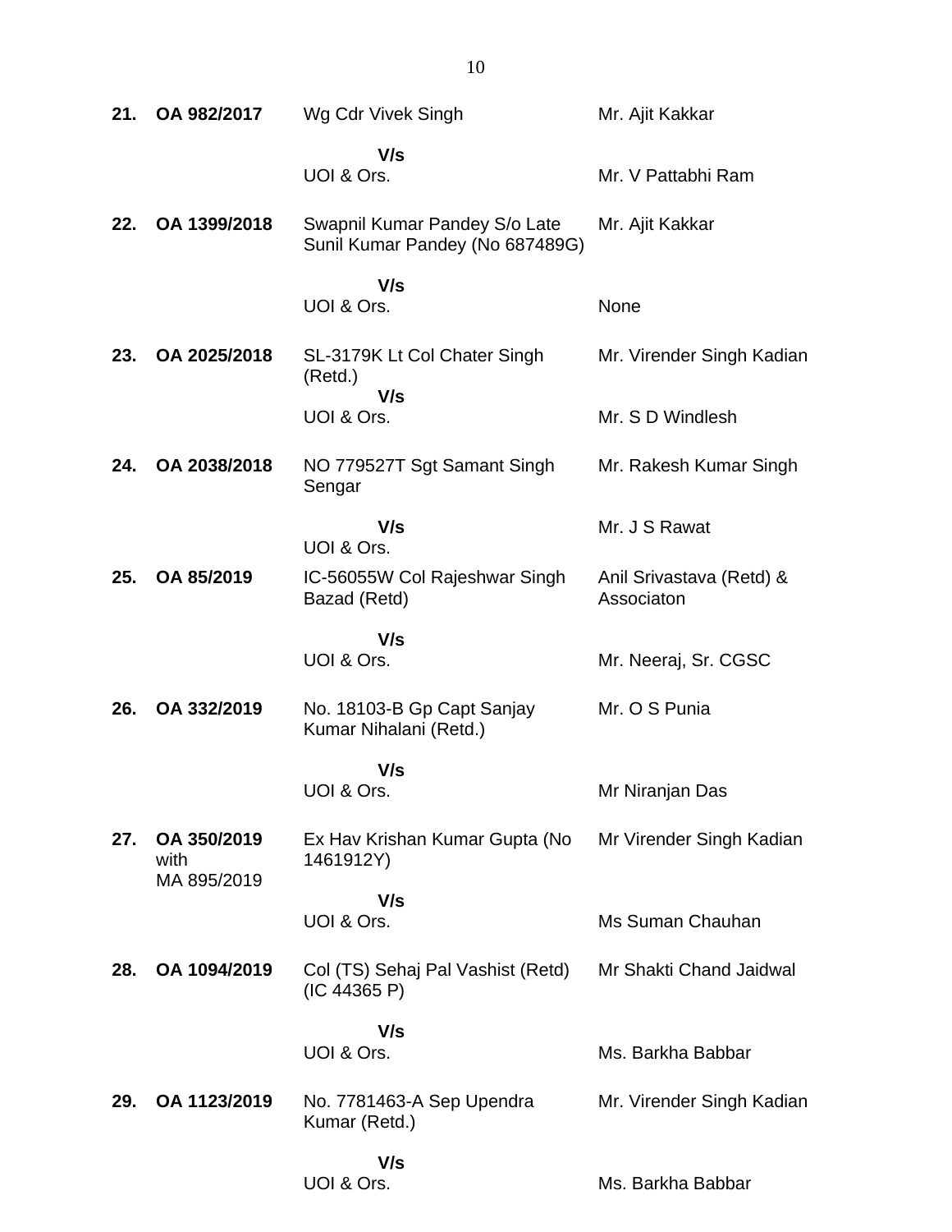| | | | |
|---|---|---|---|
| **21.** | **OA 982/2017** | Wg Cdr Vivek Singh<br>**V/s**<br>UOI & Ors. | Mr. Ajit Kakkar<br><br>Mr. V Pattabhi Ram |
| **22.** | **OA 1399/2018** | Swapnil Kumar Pandey S/o Late Sunil Kumar Pandey (No 687489G)<br>**V/s**<br>UOI & Ors. | Mr. Ajit Kakkar<br><br>None |
| **23.** | **OA 2025/2018** | SL-3179K Lt Col Chater Singh (Retd.)<br>**V/s**<br>UOI & Ors. | Mr. Virender Singh Kadian<br><br>Mr. S D Windlesh |
| **24.** | **OA 2038/2018** | NO 779527T Sgt Samant Singh Sengar<br>**V/s**<br>UOI & Ors. | Mr. Rakesh Kumar Singh<br><br>Mr. J S Rawat |
| **25.** | **OA 85/2019** | IC-56055W Col Rajeshwar Singh Bazad (Retd)<br>**V/s**<br>UOI & Ors. | Anil Srivastava (Retd) & Associaton<br><br>Mr. Neeraj, Sr. CGSC |
| **26.** | **OA 332/2019** | No. 18103-B Gp Capt Sanjay Kumar Nihalani (Retd.)<br>**V/s**<br>UOI & Ors. | Mr. O S Punia<br><br>Mr Niranjan Das |
| **27.** | **OA 350/2019** with MA 895/2019 | Ex Hav Krishan Kumar Gupta (No 1461912Y)<br>**V/s**<br>UOI & Ors. | Mr Virender Singh Kadian<br><br>Ms Suman Chauhan |
| **28.** | **OA 1094/2019** | Col (TS) Sehaj Pal Vashist (Retd) (IC 44365 P)<br>**V/s**<br>UOI & Ors. | Mr Shakti Chand Jaidwal<br><br>Ms. Barkha Babbar |
| **29.** | **OA 1123/2019** | No. 7781463-A Sep Upendra Kumar (Retd.)<br>**V/s**<br>UOI & Ors. | Mr. Virender Singh Kadian<br><br>Ms. Barkha Babbar |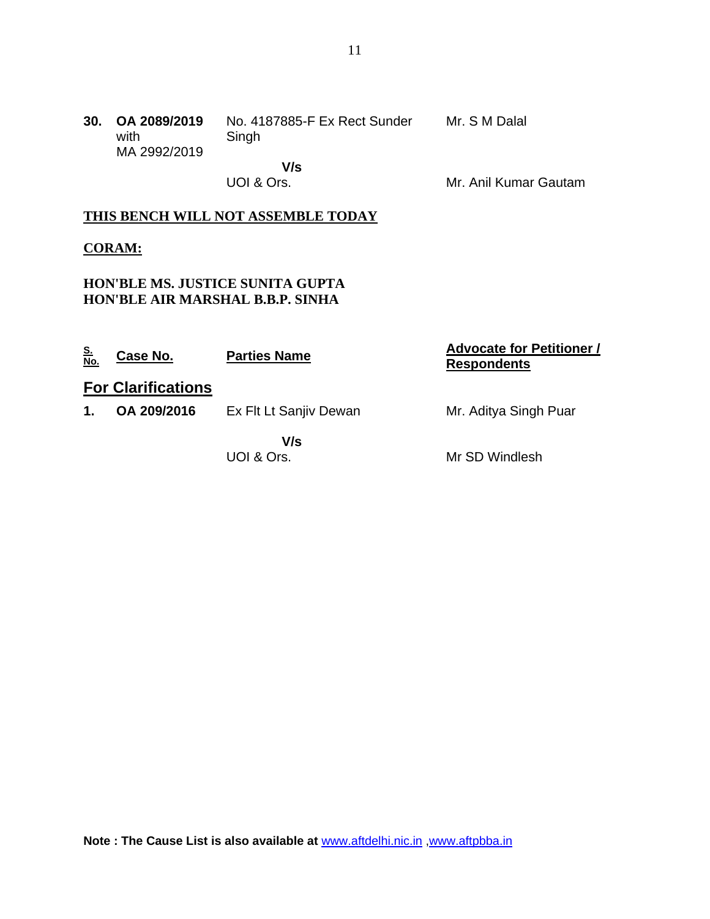| | | | |
|---|---|---|---|
| **30.** | **OA 2089/2019** with MA 2992/2019 | No. 4187885-F Ex Rect Sunder Singh | Mr. S M Dalal |
| | | **V/s** | |
| | | UOI & Ors. | Mr. Anil Kumar Gautam |

**THIS BENCH WILL NOT ASSEMBLE TODAY**

**CORAM:**

**HON'BLE MS. JUSTICE SUNITA GUPTA**
**HON'BLE AIR MARSHAL B.B.P. SINHA**

| S. No. | Case No. | Parties Name | Advocate for Petitioner / Respondents |
|---|---|---|---|
| **For Clarifications** | | | |
| **1.** | **OA 209/2016** | Ex Flt Lt Sanjiv Dewan | Mr. Aditya Singh Puar |
| | | **V/s** | |
| | | UOI & Ors. | Mr SD Windlesh |

**Note : The Cause List is also available at** www.aftdelhi.nic.in ,www.aftpbba.in